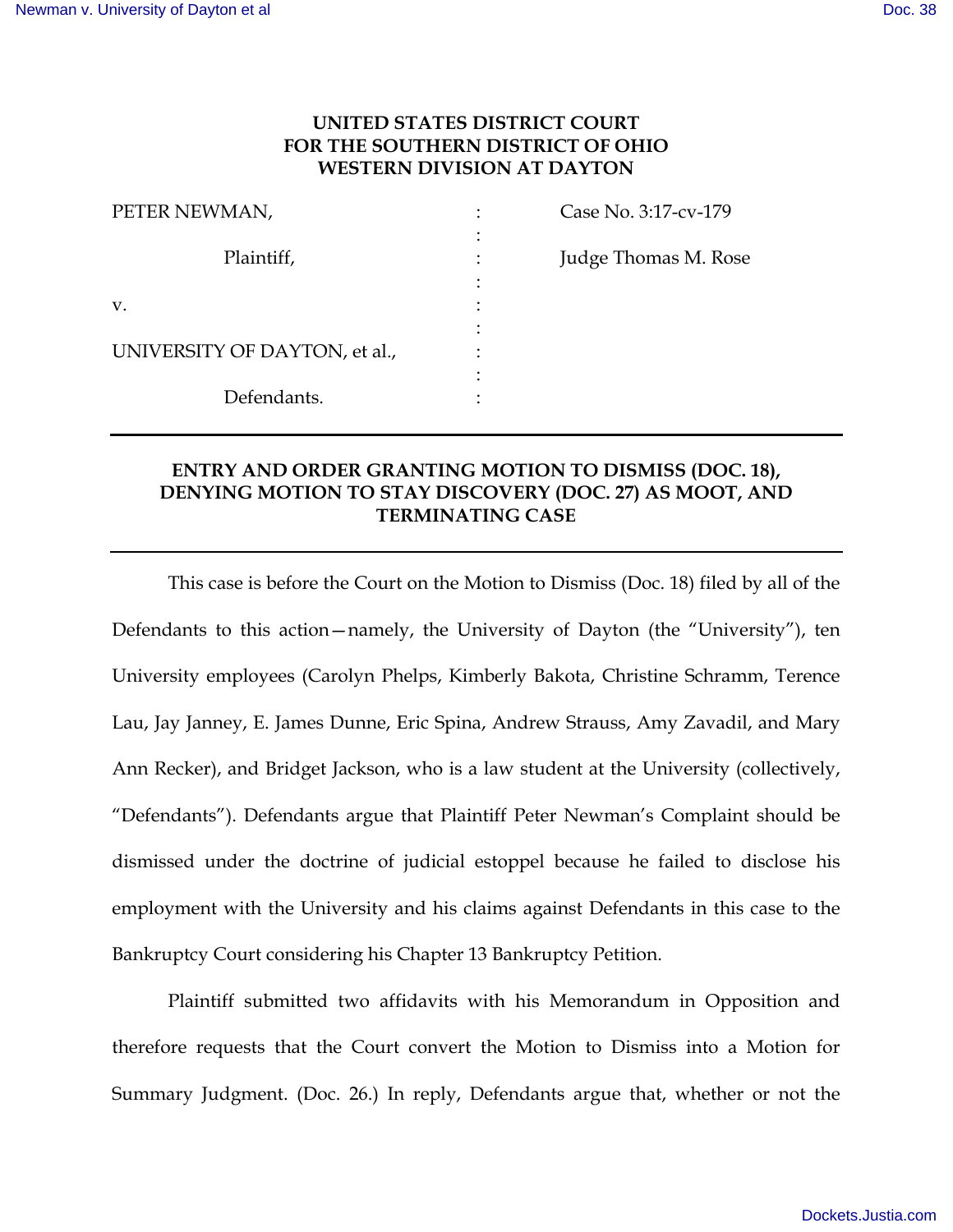**UNITED STATES DISTRICT COURT**
**FOR THE SOUTHERN DISTRICT OF OHIO**
**WESTERN DIVISION AT DAYTON**

| | | |
|---|---|---|
| PETER NEWMAN, | : | Case No. 3:17-cv-179 |
| | : | |
| Plaintiff, | : | Judge Thomas M. Rose |
| | : | |
| v. | : | |
| | : | |
| UNIVERSITY OF DAYTON, et al., | : | |
| | : | |
| Defendants. | : | |

---

**ENTRY AND ORDER GRANTING MOTION TO DISMISS (DOC. 18), DENYING MOTION TO STAY DISCOVERY (DOC. 27) AS MOOT, AND TERMINATING CASE**

---

This case is before the Court on the Motion to Dismiss (Doc. 18) filed by all of the Defendants to this action—namely, the University of Dayton (the "University"), ten University employees (Carolyn Phelps, Kimberly Bakota, Christine Schramm, Terence Lau, Jay Janney, E. James Dunne, Eric Spina, Andrew Strauss, Amy Zavadil, and Mary Ann Recker), and Bridget Jackson, who is a law student at the University (collectively, "Defendants"). Defendants argue that Plaintiff Peter Newman's Complaint should be dismissed under the doctrine of judicial estoppel because he failed to disclose his employment with the University and his claims against Defendants in this case to the Bankruptcy Court considering his Chapter 13 Bankruptcy Petition.

Plaintiff submitted two affidavits with his Memorandum in Opposition and therefore requests that the Court convert the Motion to Dismiss into a Motion for Summary Judgment. (Doc. 26.) In reply, Defendants argue that, whether or not the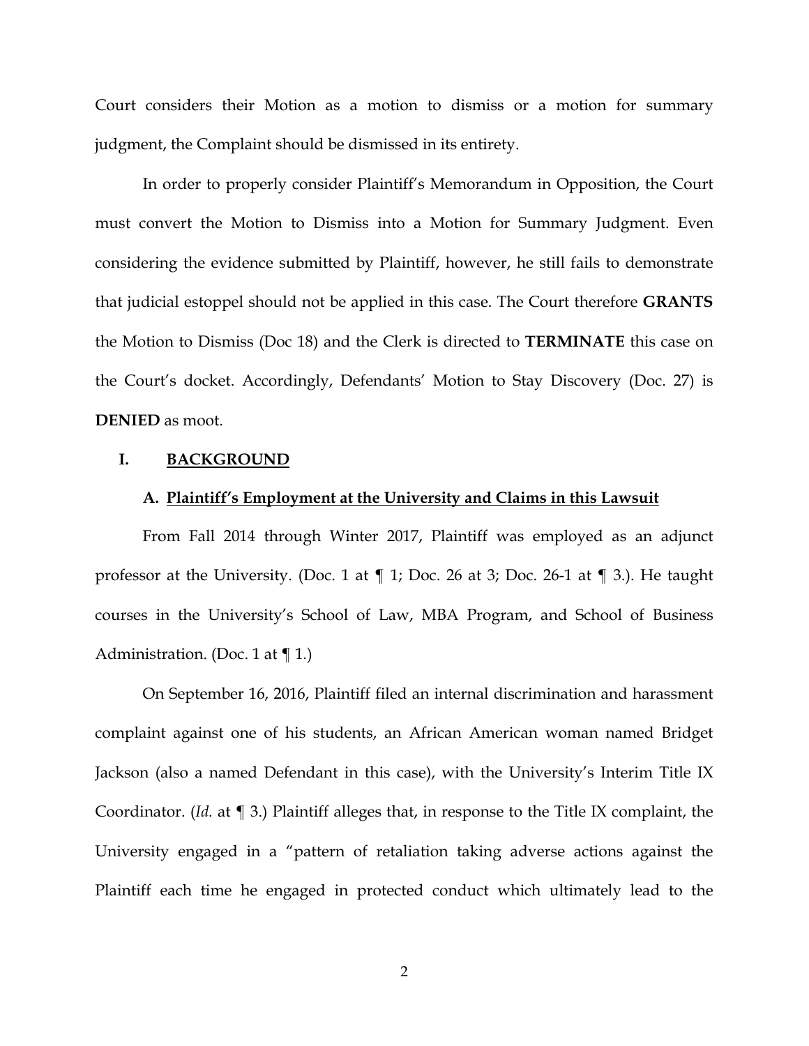Court considers their Motion as a motion to dismiss or a motion for summary judgment, the Complaint should be dismissed in its entirety.

In order to properly consider Plaintiff's Memorandum in Opposition, the Court must convert the Motion to Dismiss into a Motion for Summary Judgment. Even considering the evidence submitted by Plaintiff, however, he still fails to demonstrate that judicial estoppel should not be applied in this case. The Court therefore **GRANTS** the Motion to Dismiss (Doc 18) and the Clerk is directed to **TERMINATE** this case on the Court's docket. Accordingly, Defendants' Motion to Stay Discovery (Doc. 27) is **DENIED** as moot.

## I. <u>BACKGROUND</u>

### A. <u>Plaintiff's Employment at the University and Claims in this Lawsuit</u>

From Fall 2014 through Winter 2017, Plaintiff was employed as an adjunct professor at the University. (Doc. 1 at ¶ 1; Doc. 26 at 3; Doc. 26-1 at ¶ 3.). He taught courses in the University's School of Law, MBA Program, and School of Business Administration. (Doc. 1 at ¶ 1.)

On September 16, 2016, Plaintiff filed an internal discrimination and harassment complaint against one of his students, an African American woman named Bridget Jackson (also a named Defendant in this case), with the University's Interim Title IX Coordinator. (*Id.* at ¶ 3.) Plaintiff alleges that, in response to the Title IX complaint, the University engaged in a "pattern of retaliation taking adverse actions against the Plaintiff each time he engaged in protected conduct which ultimately lead to the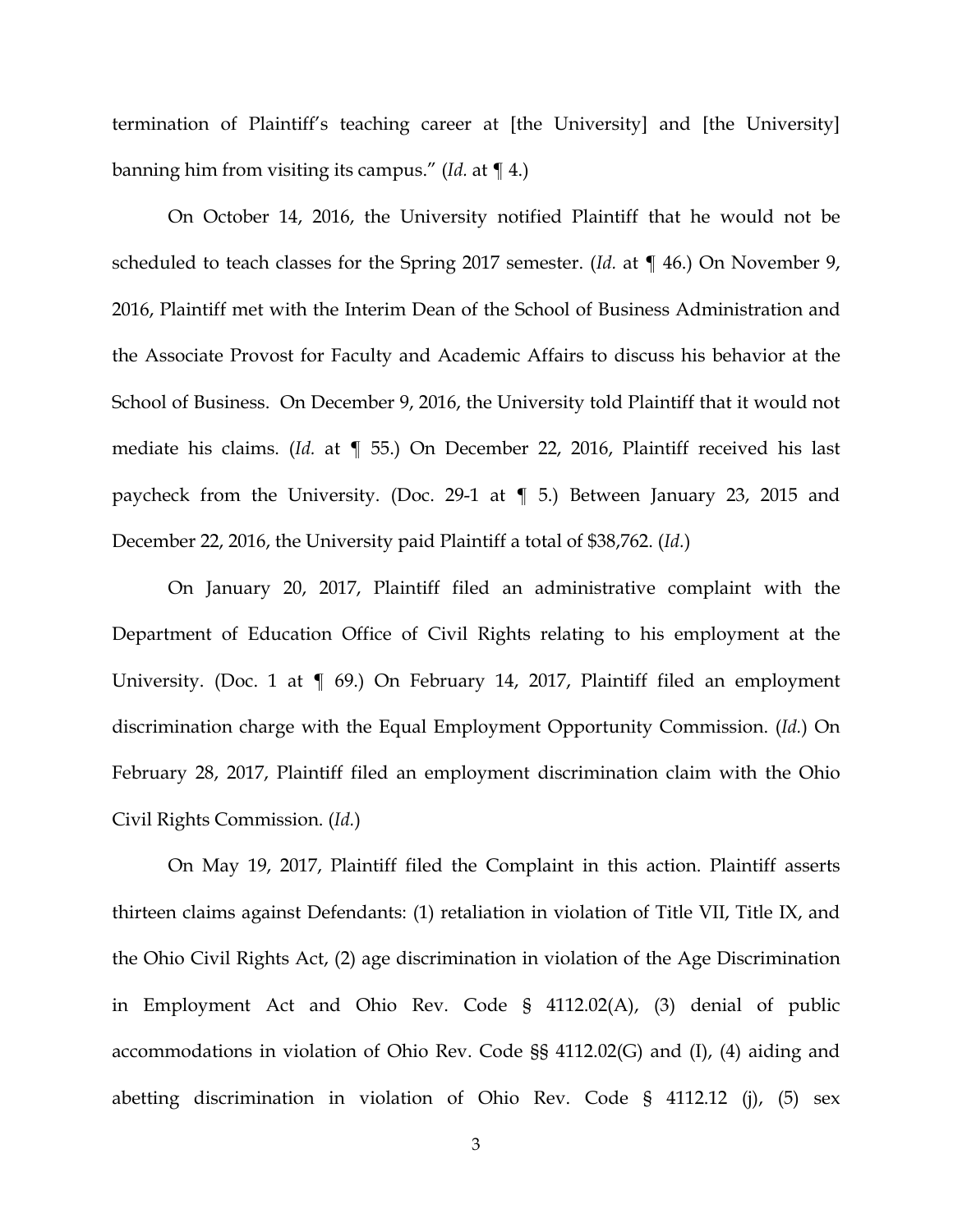termination of Plaintiff's teaching career at [the University] and [the University] banning him from visiting its campus." (*Id.* at ¶ 4.)

On October 14, 2016, the University notified Plaintiff that he would not be scheduled to teach classes for the Spring 2017 semester. (*Id.* at ¶ 46.) On November 9, 2016, Plaintiff met with the Interim Dean of the School of Business Administration and the Associate Provost for Faculty and Academic Affairs to discuss his behavior at the School of Business. On December 9, 2016, the University told Plaintiff that it would not mediate his claims. (*Id.* at ¶ 55.) On December 22, 2016, Plaintiff received his last paycheck from the University. (Doc. 29-1 at ¶ 5.) Between January 23, 2015 and December 22, 2016, the University paid Plaintiff a total of $38,762. (*Id.*)

On January 20, 2017, Plaintiff filed an administrative complaint with the Department of Education Office of Civil Rights relating to his employment at the University. (Doc. 1 at ¶ 69.) On February 14, 2017, Plaintiff filed an employment discrimination charge with the Equal Employment Opportunity Commission. (*Id.*) On February 28, 2017, Plaintiff filed an employment discrimination claim with the Ohio Civil Rights Commission. (*Id.*)

On May 19, 2017, Plaintiff filed the Complaint in this action. Plaintiff asserts thirteen claims against Defendants: (1) retaliation in violation of Title VII, Title IX, and the Ohio Civil Rights Act, (2) age discrimination in violation of the Age Discrimination in Employment Act and Ohio Rev. Code § 4112.02(A), (3) denial of public accommodations in violation of Ohio Rev. Code §§ 4112.02(G) and (I), (4) aiding and abetting discrimination in violation of Ohio Rev. Code § 4112.12 (j), (5) sex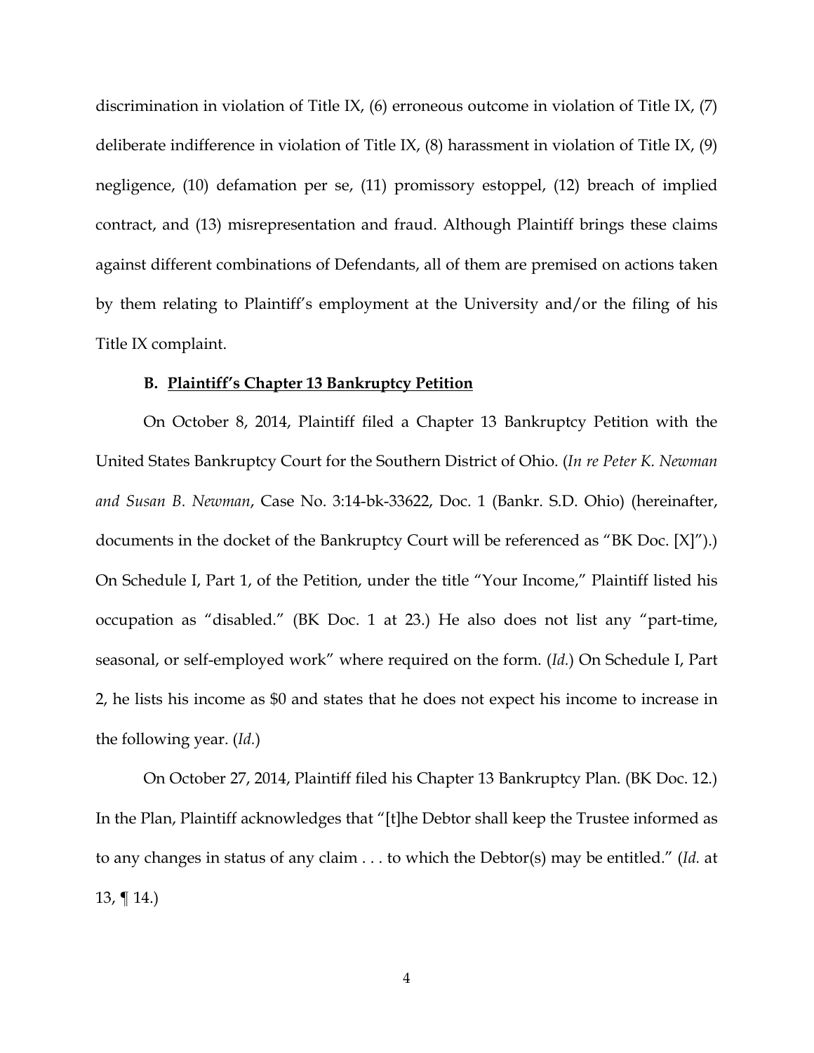discrimination in violation of Title IX, (6) erroneous outcome in violation of Title IX, (7) deliberate indifference in violation of Title IX, (8) harassment in violation of Title IX, (9) negligence, (10) defamation per se, (11) promissory estoppel, (12) breach of implied contract, and (13) misrepresentation and fraud. Although Plaintiff brings these claims against different combinations of Defendants, all of them are premised on actions taken by them relating to Plaintiff's employment at the University and/or the filing of his Title IX complaint.

### B. <u>Plaintiff's Chapter 13 Bankruptcy Petition</u>

On October 8, 2014, Plaintiff filed a Chapter 13 Bankruptcy Petition with the United States Bankruptcy Court for the Southern District of Ohio. (*In re Peter K. Newman and Susan B. Newman*, Case No. 3:14-bk-33622, Doc. 1 (Bankr. S.D. Ohio) (hereinafter, documents in the docket of the Bankruptcy Court will be referenced as "BK Doc. [X]").) On Schedule I, Part 1, of the Petition, under the title "Your Income," Plaintiff listed his occupation as "disabled." (BK Doc. 1 at 23.) He also does not list any "part-time, seasonal, or self-employed work" where required on the form. (*Id.*) On Schedule I, Part 2, he lists his income as $0 and states that he does not expect his income to increase in the following year. (*Id.*)

On October 27, 2014, Plaintiff filed his Chapter 13 Bankruptcy Plan. (BK Doc. 12.) In the Plan, Plaintiff acknowledges that "[t]he Debtor shall keep the Trustee informed as to any changes in status of any claim . . . to which the Debtor(s) may be entitled." (*Id.* at 13, ¶ 14.)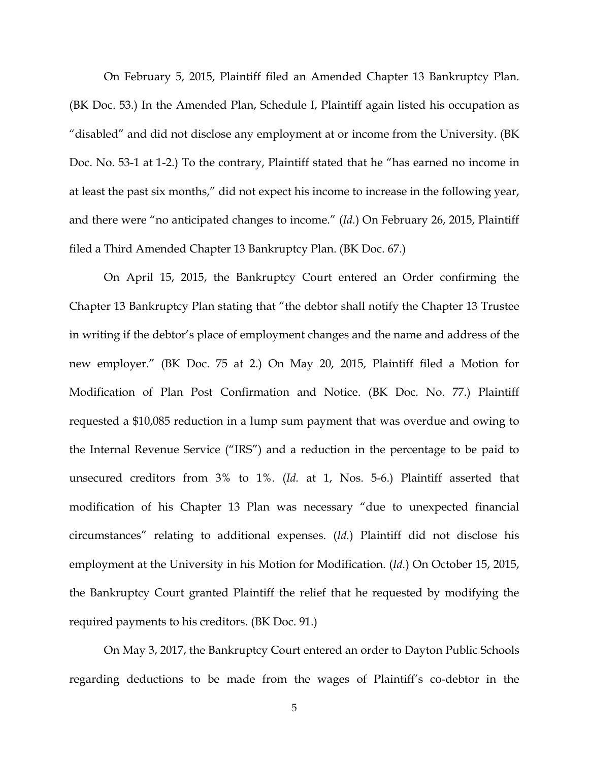On February 5, 2015, Plaintiff filed an Amended Chapter 13 Bankruptcy Plan. (BK Doc. 53.) In the Amended Plan, Schedule I, Plaintiff again listed his occupation as "disabled" and did not disclose any employment at or income from the University. (BK Doc. No. 53-1 at 1-2.) To the contrary, Plaintiff stated that he "has earned no income in at least the past six months," did not expect his income to increase in the following year, and there were "no anticipated changes to income." (*Id.*) On February 26, 2015, Plaintiff filed a Third Amended Chapter 13 Bankruptcy Plan. (BK Doc. 67.)

On April 15, 2015, the Bankruptcy Court entered an Order confirming the Chapter 13 Bankruptcy Plan stating that "the debtor shall notify the Chapter 13 Trustee in writing if the debtor's place of employment changes and the name and address of the new employer." (BK Doc. 75 at 2.) On May 20, 2015, Plaintiff filed a Motion for Modification of Plan Post Confirmation and Notice. (BK Doc. No. 77.) Plaintiff requested a $10,085 reduction in a lump sum payment that was overdue and owing to the Internal Revenue Service ("IRS") and a reduction in the percentage to be paid to unsecured creditors from 3% to 1%. (*Id.* at 1, Nos. 5-6.) Plaintiff asserted that modification of his Chapter 13 Plan was necessary "due to unexpected financial circumstances" relating to additional expenses. (*Id.*) Plaintiff did not disclose his employment at the University in his Motion for Modification. (*Id.*) On October 15, 2015, the Bankruptcy Court granted Plaintiff the relief that he requested by modifying the required payments to his creditors. (BK Doc. 91.)

On May 3, 2017, the Bankruptcy Court entered an order to Dayton Public Schools regarding deductions to be made from the wages of Plaintiff's co-debtor in the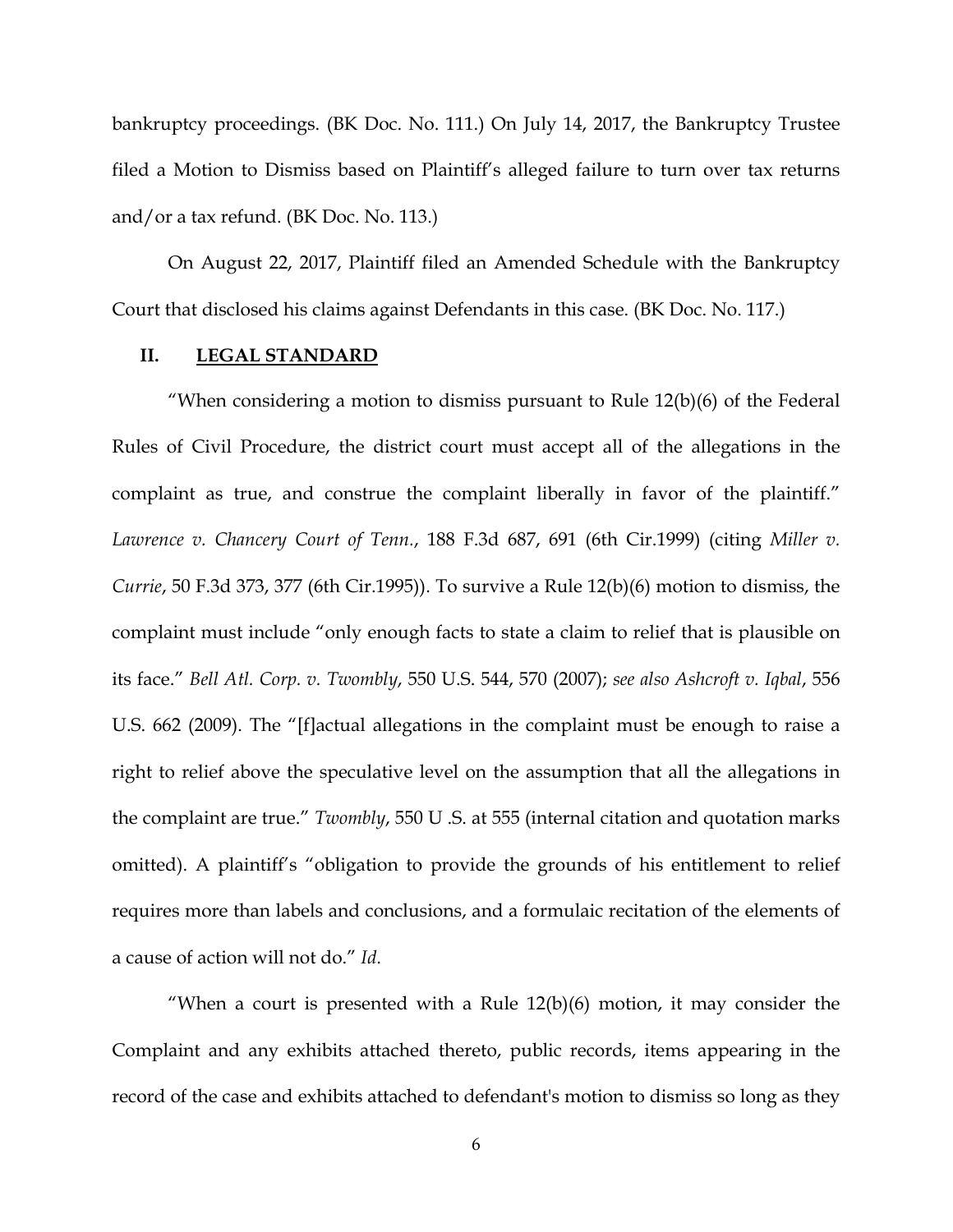bankruptcy proceedings. (BK Doc. No. 111.) On July 14, 2017, the Bankruptcy Trustee filed a Motion to Dismiss based on Plaintiff's alleged failure to turn over tax returns and/or a tax refund. (BK Doc. No. 113.)

On August 22, 2017, Plaintiff filed an Amended Schedule with the Bankruptcy Court that disclosed his claims against Defendants in this case. (BK Doc. No. 117.)

## II. **LEGAL STANDARD**

"When considering a motion to dismiss pursuant to Rule 12(b)(6) of the Federal Rules of Civil Procedure, the district court must accept all of the allegations in the complaint as true, and construe the complaint liberally in favor of the plaintiff." *Lawrence v. Chancery Court of Tenn.*, 188 F.3d 687, 691 (6th Cir.1999) (citing *Miller v. Currie*, 50 F.3d 373, 377 (6th Cir.1995)). To survive a Rule 12(b)(6) motion to dismiss, the complaint must include "only enough facts to state a claim to relief that is plausible on its face." *Bell Atl. Corp. v. Twombly*, 550 U.S. 544, 570 (2007); *see also Ashcroft v. Iqbal*, 556 U.S. 662 (2009). The "[f]actual allegations in the complaint must be enough to raise a right to relief above the speculative level on the assumption that all the allegations in the complaint are true." *Twombly*, 550 U .S. at 555 (internal citation and quotation marks omitted). A plaintiff's "obligation to provide the grounds of his entitlement to relief requires more than labels and conclusions, and a formulaic recitation of the elements of a cause of action will not do." *Id.*

"When a court is presented with a Rule 12(b)(6) motion, it may consider the Complaint and any exhibits attached thereto, public records, items appearing in the record of the case and exhibits attached to defendant's motion to dismiss so long as they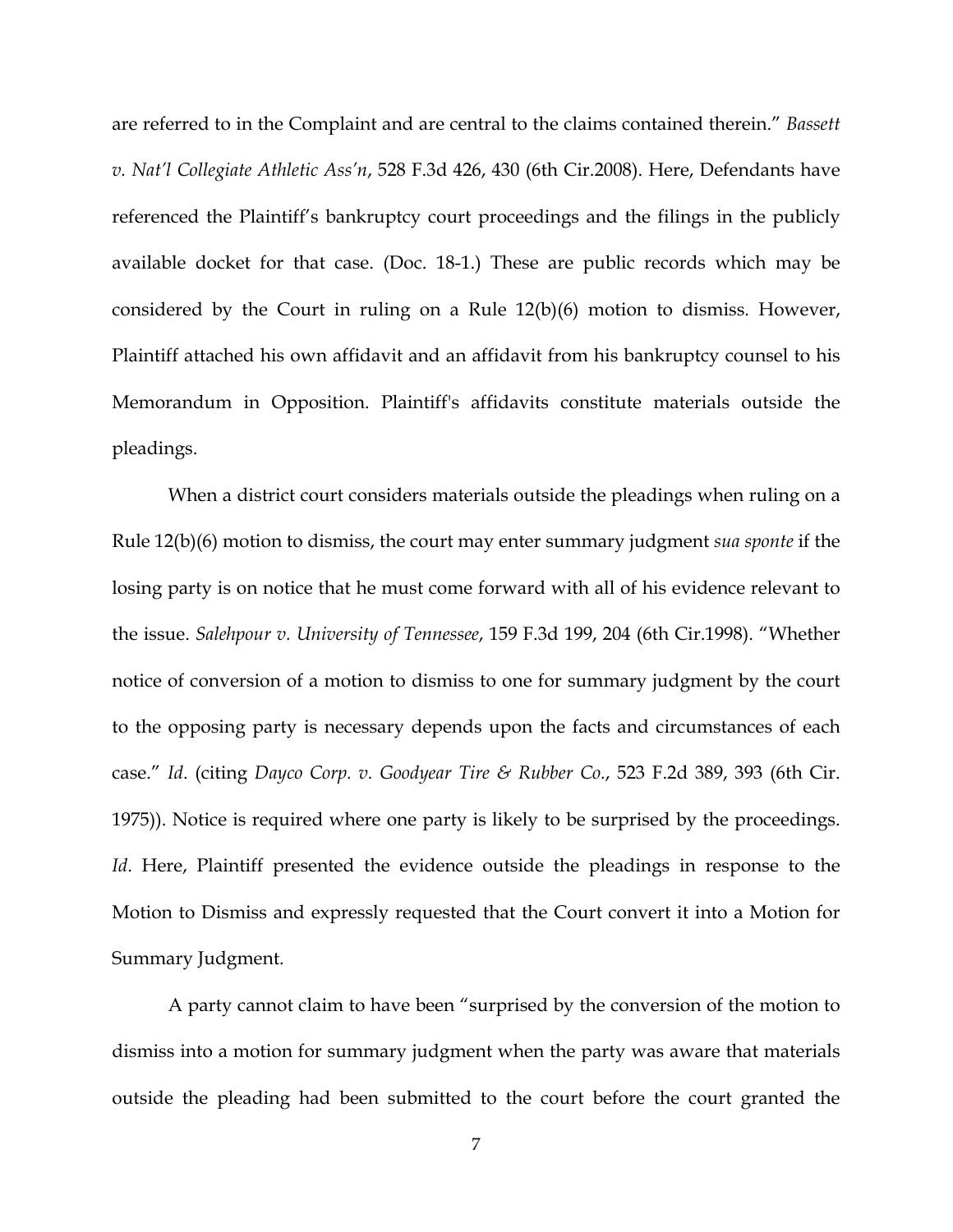are referred to in the Complaint and are central to the claims contained therein." *Bassett v. Nat'l Collegiate Athletic Ass'n*, 528 F.3d 426, 430 (6th Cir.2008). Here, Defendants have referenced the Plaintiff's bankruptcy court proceedings and the filings in the publicly available docket for that case. (Doc. 18-1.) These are public records which may be considered by the Court in ruling on a Rule 12(b)(6) motion to dismiss. However, Plaintiff attached his own affidavit and an affidavit from his bankruptcy counsel to his Memorandum in Opposition. Plaintiff's affidavits constitute materials outside the pleadings.

When a district court considers materials outside the pleadings when ruling on a Rule 12(b)(6) motion to dismiss, the court may enter summary judgment *sua sponte* if the losing party is on notice that he must come forward with all of his evidence relevant to the issue. *Salehpour v. University of Tennessee*, 159 F.3d 199, 204 (6th Cir.1998). "Whether notice of conversion of a motion to dismiss to one for summary judgment by the court to the opposing party is necessary depends upon the facts and circumstances of each case." *Id*. (citing *Dayco Corp. v. Goodyear Tire & Rubber Co.*, 523 F.2d 389, 393 (6th Cir. 1975)). Notice is required where one party is likely to be surprised by the proceedings. *Id*. Here, Plaintiff presented the evidence outside the pleadings in response to the Motion to Dismiss and expressly requested that the Court convert it into a Motion for Summary Judgment.

A party cannot claim to have been "surprised by the conversion of the motion to dismiss into a motion for summary judgment when the party was aware that materials outside the pleading had been submitted to the court before the court granted the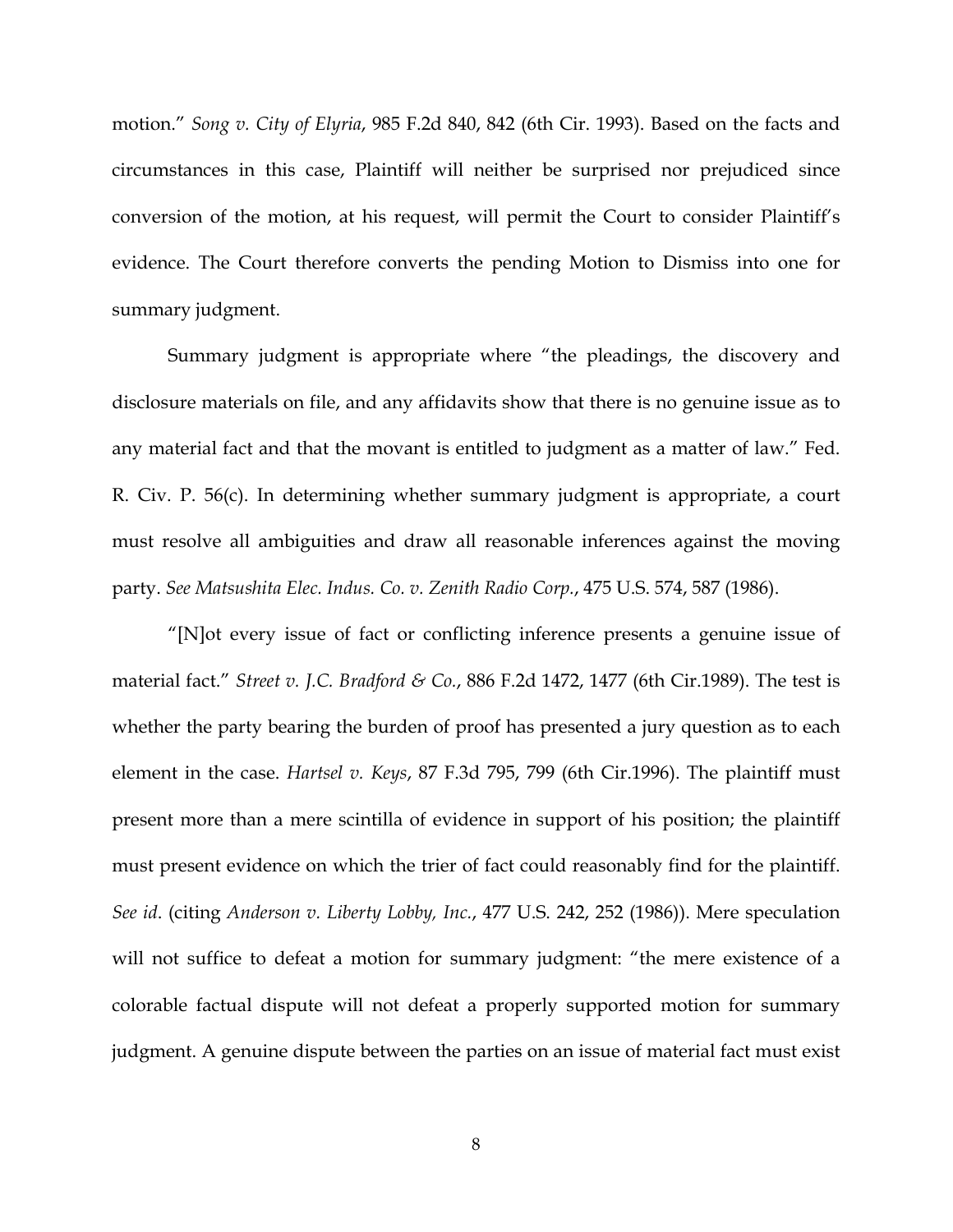motion." *Song v. City of Elyria*, 985 F.2d 840, 842 (6th Cir. 1993). Based on the facts and circumstances in this case, Plaintiff will neither be surprised nor prejudiced since conversion of the motion, at his request, will permit the Court to consider Plaintiff's evidence. The Court therefore converts the pending Motion to Dismiss into one for summary judgment.

Summary judgment is appropriate where "the pleadings, the discovery and disclosure materials on file, and any affidavits show that there is no genuine issue as to any material fact and that the movant is entitled to judgment as a matter of law." Fed. R. Civ. P. 56(c). In determining whether summary judgment is appropriate, a court must resolve all ambiguities and draw all reasonable inferences against the moving party. *See Matsushita Elec. Indus. Co. v. Zenith Radio Corp.*, 475 U.S. 574, 587 (1986).

"[N]ot every issue of fact or conflicting inference presents a genuine issue of material fact." *Street v. J.C. Bradford & Co.*, 886 F.2d 1472, 1477 (6th Cir.1989). The test is whether the party bearing the burden of proof has presented a jury question as to each element in the case. *Hartsel v. Keys*, 87 F.3d 795, 799 (6th Cir.1996). The plaintiff must present more than a mere scintilla of evidence in support of his position; the plaintiff must present evidence on which the trier of fact could reasonably find for the plaintiff. *See id*. (citing *Anderson v. Liberty Lobby, Inc.*, 477 U.S. 242, 252 (1986)). Mere speculation will not suffice to defeat a motion for summary judgment: "the mere existence of a colorable factual dispute will not defeat a properly supported motion for summary judgment. A genuine dispute between the parties on an issue of material fact must exist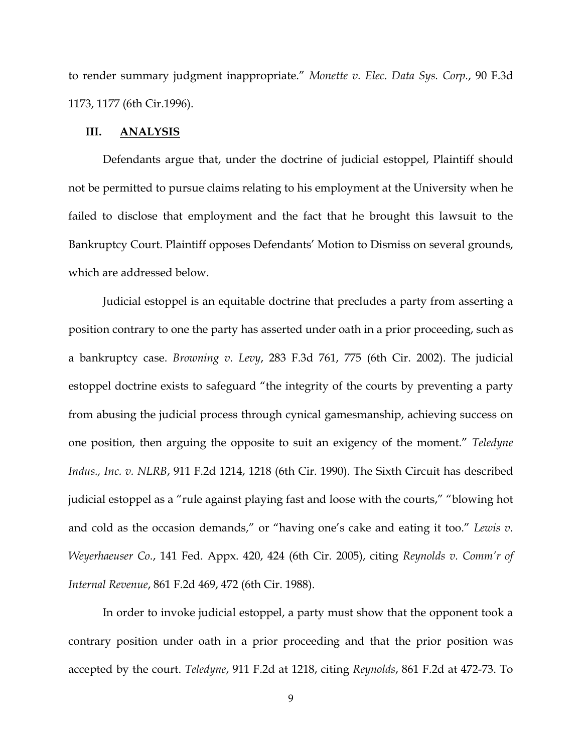to render summary judgment inappropriate." *Monette v. Elec. Data Sys. Corp.*, 90 F.3d 1173, 1177 (6th Cir.1996).

## III. ANALYSIS

Defendants argue that, under the doctrine of judicial estoppel, Plaintiff should not be permitted to pursue claims relating to his employment at the University when he failed to disclose that employment and the fact that he brought this lawsuit to the Bankruptcy Court. Plaintiff opposes Defendants' Motion to Dismiss on several grounds, which are addressed below.

Judicial estoppel is an equitable doctrine that precludes a party from asserting a position contrary to one the party has asserted under oath in a prior proceeding, such as a bankruptcy case. *Browning v. Levy*, 283 F.3d 761, 775 (6th Cir. 2002). The judicial estoppel doctrine exists to safeguard "the integrity of the courts by preventing a party from abusing the judicial process through cynical gamesmanship, achieving success on one position, then arguing the opposite to suit an exigency of the moment." *Teledyne Indus., Inc. v. NLRB*, 911 F.2d 1214, 1218 (6th Cir. 1990). The Sixth Circuit has described judicial estoppel as a "rule against playing fast and loose with the courts," "blowing hot and cold as the occasion demands," or "having one's cake and eating it too." *Lewis v. Weyerhaeuser Co.*, 141 Fed. Appx. 420, 424 (6th Cir. 2005), citing *Reynolds v. Comm'r of Internal Revenue*, 861 F.2d 469, 472 (6th Cir. 1988).

In order to invoke judicial estoppel, a party must show that the opponent took a contrary position under oath in a prior proceeding and that the prior position was accepted by the court. *Teledyne*, 911 F.2d at 1218, citing *Reynolds*, 861 F.2d at 472-73. To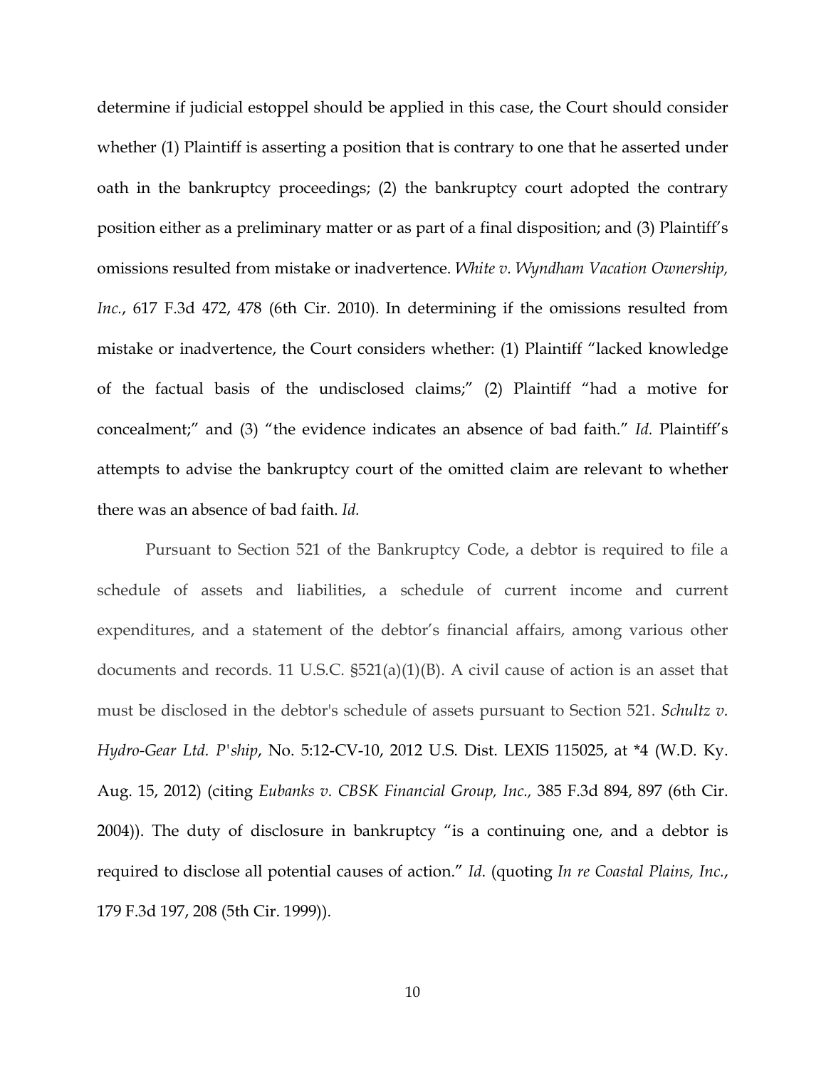determine if judicial estoppel should be applied in this case, the Court should consider whether (1) Plaintiff is asserting a position that is contrary to one that he asserted under oath in the bankruptcy proceedings; (2) the bankruptcy court adopted the contrary position either as a preliminary matter or as part of a final disposition; and (3) Plaintiff's omissions resulted from mistake or inadvertence. *White v. Wyndham Vacation Ownership, Inc.*, 617 F.3d 472, 478 (6th Cir. 2010). In determining if the omissions resulted from mistake or inadvertence, the Court considers whether: (1) Plaintiff "lacked knowledge of the factual basis of the undisclosed claims;" (2) Plaintiff "had a motive for concealment;" and (3) "the evidence indicates an absence of bad faith." *Id.* Plaintiff's attempts to advise the bankruptcy court of the omitted claim are relevant to whether there was an absence of bad faith. *Id.*

Pursuant to Section 521 of the Bankruptcy Code, a debtor is required to file a schedule of assets and liabilities, a schedule of current income and current expenditures, and a statement of the debtor's financial affairs, among various other documents and records. 11 U.S.C. §521(a)(1)(B). A civil cause of action is an asset that must be disclosed in the debtor's schedule of assets pursuant to Section 521. *Schultz v. Hydro-Gear Ltd. P'ship*, No. 5:12-CV-10, 2012 U.S. Dist. LEXIS 115025, at *4 (W.D. Ky. Aug. 15, 2012) (citing *Eubanks v. CBSK Financial Group, Inc.,* 385 F.3d 894, 897 (6th Cir. 2004)). The duty of disclosure in bankruptcy "is a continuing one, and a debtor is required to disclose all potential causes of action." *Id*. (quoting *In re Coastal Plains, Inc.*, 179 F.3d 197, 208 (5th Cir. 1999)).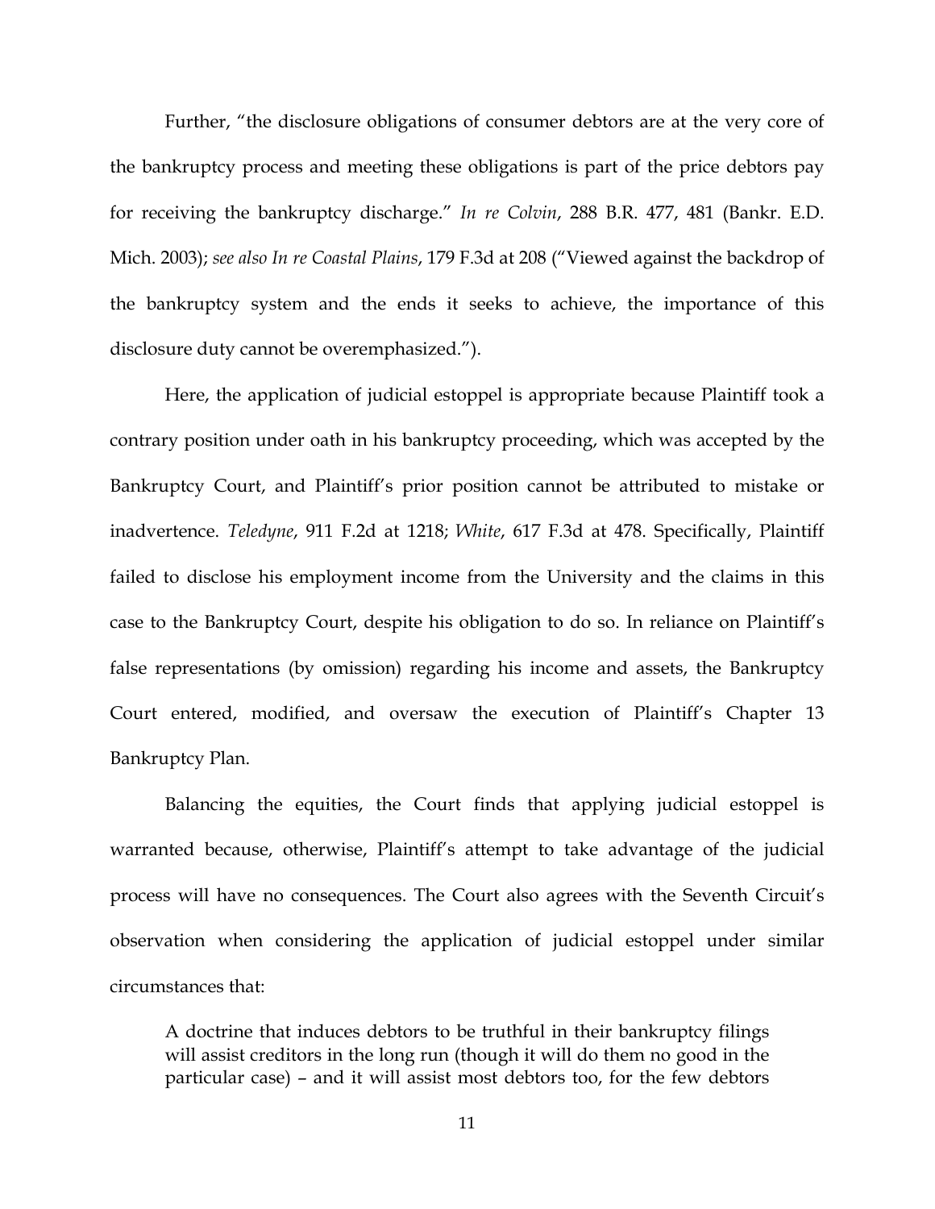Further, "the disclosure obligations of consumer debtors are at the very core of the bankruptcy process and meeting these obligations is part of the price debtors pay for receiving the bankruptcy discharge." *In re Colvin*, 288 B.R. 477, 481 (Bankr. E.D. Mich. 2003); *see also In re Coastal Plains*, 179 F.3d at 208 ("Viewed against the backdrop of the bankruptcy system and the ends it seeks to achieve, the importance of this disclosure duty cannot be overemphasized.").

Here, the application of judicial estoppel is appropriate because Plaintiff took a contrary position under oath in his bankruptcy proceeding, which was accepted by the Bankruptcy Court, and Plaintiff's prior position cannot be attributed to mistake or inadvertence. *Teledyne*, 911 F.2d at 1218; *White*, 617 F.3d at 478. Specifically, Plaintiff failed to disclose his employment income from the University and the claims in this case to the Bankruptcy Court, despite his obligation to do so. In reliance on Plaintiff's false representations (by omission) regarding his income and assets, the Bankruptcy Court entered, modified, and oversaw the execution of Plaintiff's Chapter 13 Bankruptcy Plan.

Balancing the equities, the Court finds that applying judicial estoppel is warranted because, otherwise, Plaintiff's attempt to take advantage of the judicial process will have no consequences. The Court also agrees with the Seventh Circuit's observation when considering the application of judicial estoppel under similar circumstances that:

> A doctrine that induces debtors to be truthful in their bankruptcy filings will assist creditors in the long run (though it will do them no good in the particular case) – and it will assist most debtors too, for the few debtors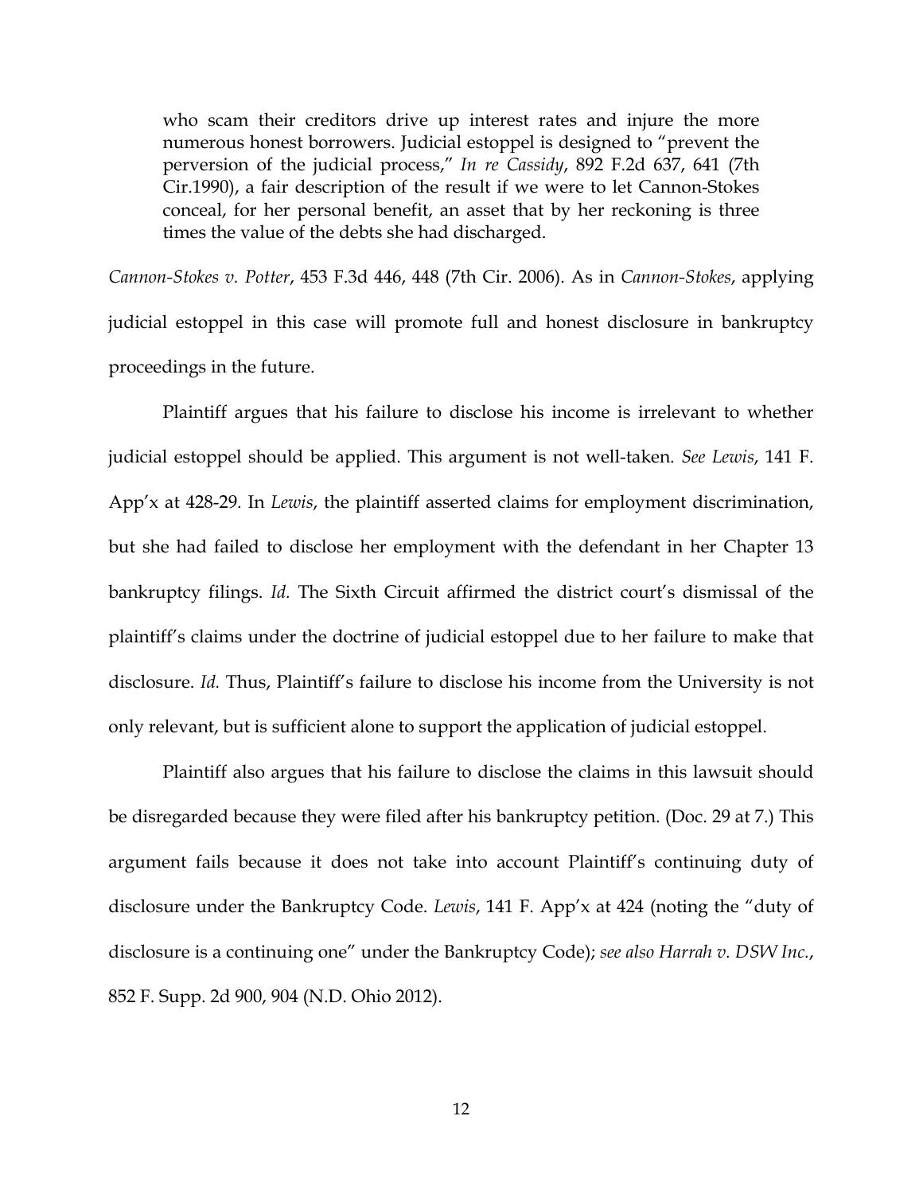> who scam their creditors drive up interest rates and injure the more numerous honest borrowers. Judicial estoppel is designed to "prevent the perversion of the judicial process," *In re Cassidy*, 892 F.2d 637, 641 (7th Cir.1990), a fair description of the result if we were to let Cannon-Stokes conceal, for her personal benefit, an asset that by her reckoning is three times the value of the debts she had discharged.

*Cannon-Stokes v. Potter*, 453 F.3d 446, 448 (7th Cir. 2006). As in *Cannon-Stokes*, applying judicial estoppel in this case will promote full and honest disclosure in bankruptcy proceedings in the future.

Plaintiff argues that his failure to disclose his income is irrelevant to whether judicial estoppel should be applied. This argument is not well-taken. *See Lewis*, 141 F. App'x at 428-29. In *Lewis*, the plaintiff asserted claims for employment discrimination, but she had failed to disclose her employment with the defendant in her Chapter 13 bankruptcy filings. *Id.* The Sixth Circuit affirmed the district court's dismissal of the plaintiff's claims under the doctrine of judicial estoppel due to her failure to make that disclosure. *Id.* Thus, Plaintiff's failure to disclose his income from the University is not only relevant, but is sufficient alone to support the application of judicial estoppel.

Plaintiff also argues that his failure to disclose the claims in this lawsuit should be disregarded because they were filed after his bankruptcy petition. (Doc. 29 at 7.) This argument fails because it does not take into account Plaintiff's continuing duty of disclosure under the Bankruptcy Code. *Lewis*, 141 F. App'x at 424 (noting the "duty of disclosure is a continuing one" under the Bankruptcy Code); *see also Harrah v. DSW Inc.*, 852 F. Supp. 2d 900, 904 (N.D. Ohio 2012).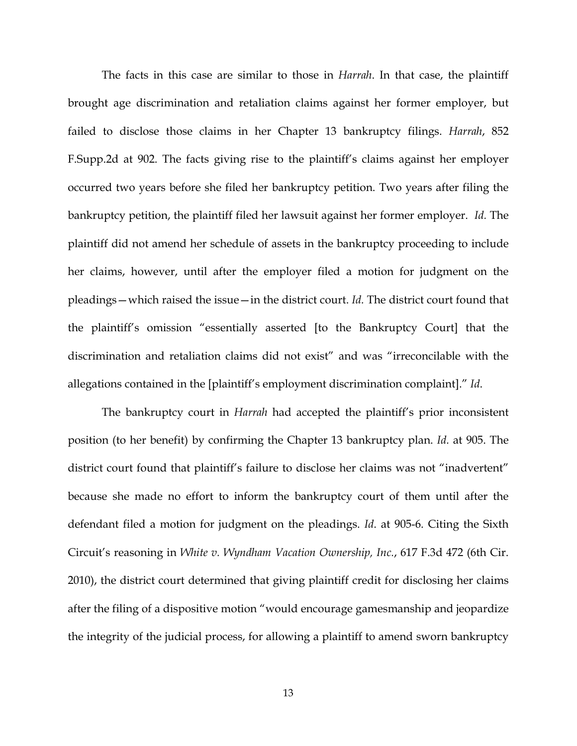The facts in this case are similar to those in *Harrah*. In that case, the plaintiff brought age discrimination and retaliation claims against her former employer, but failed to disclose those claims in her Chapter 13 bankruptcy filings. *Harrah*, 852 F.Supp.2d at 902. The facts giving rise to the plaintiff's claims against her employer occurred two years before she filed her bankruptcy petition. Two years after filing the bankruptcy petition, the plaintiff filed her lawsuit against her former employer. *Id.* The plaintiff did not amend her schedule of assets in the bankruptcy proceeding to include her claims, however, until after the employer filed a motion for judgment on the pleadings—which raised the issue—in the district court. *Id.* The district court found that the plaintiff's omission "essentially asserted [to the Bankruptcy Court] that the discrimination and retaliation claims did not exist" and was "irreconcilable with the allegations contained in the [plaintiff's employment discrimination complaint]." *Id*.

The bankruptcy court in *Harrah* had accepted the plaintiff's prior inconsistent position (to her benefit) by confirming the Chapter 13 bankruptcy plan. *Id.* at 905. The district court found that plaintiff's failure to disclose her claims was not "inadvertent" because she made no effort to inform the bankruptcy court of them until after the defendant filed a motion for judgment on the pleadings. *Id*. at 905-6. Citing the Sixth Circuit's reasoning in *White v. Wyndham Vacation Ownership, Inc.*, 617 F.3d 472 (6th Cir. 2010), the district court determined that giving plaintiff credit for disclosing her claims after the filing of a dispositive motion "would encourage gamesmanship and jeopardize the integrity of the judicial process, for allowing a plaintiff to amend sworn bankruptcy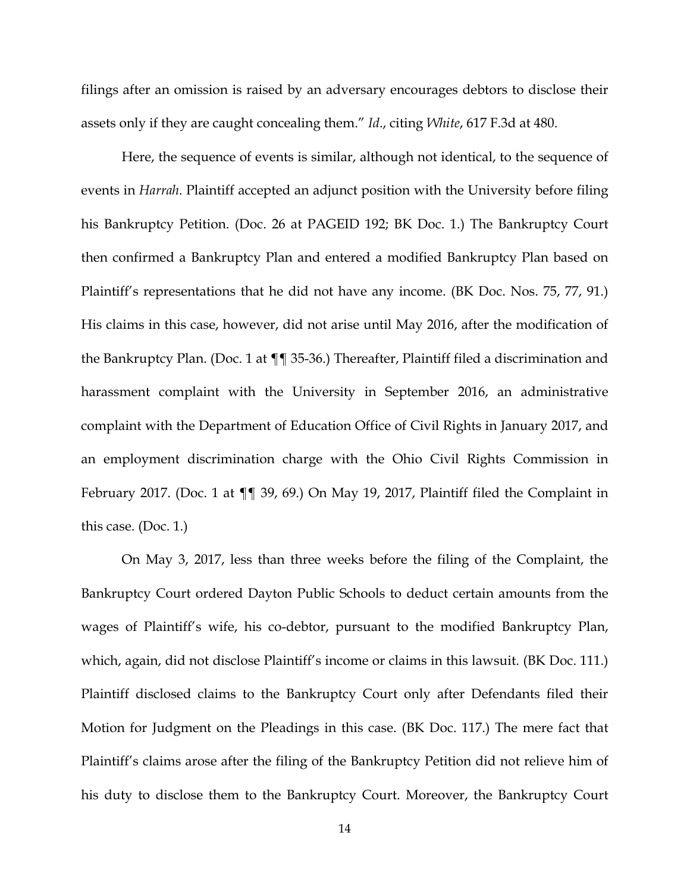filings after an omission is raised by an adversary encourages debtors to disclose their assets only if they are caught concealing them." *Id*., citing *White*, 617 F.3d at 480.

Here, the sequence of events is similar, although not identical, to the sequence of events in *Harrah*. Plaintiff accepted an adjunct position with the University before filing his Bankruptcy Petition. (Doc. 26 at PAGEID 192; BK Doc. 1.) The Bankruptcy Court then confirmed a Bankruptcy Plan and entered a modified Bankruptcy Plan based on Plaintiff's representations that he did not have any income. (BK Doc. Nos. 75, 77, 91.) His claims in this case, however, did not arise until May 2016, after the modification of the Bankruptcy Plan. (Doc. 1 at ¶¶ 35-36.) Thereafter, Plaintiff filed a discrimination and harassment complaint with the University in September 2016, an administrative complaint with the Department of Education Office of Civil Rights in January 2017, and an employment discrimination charge with the Ohio Civil Rights Commission in February 2017. (Doc. 1 at ¶¶ 39, 69.) On May 19, 2017, Plaintiff filed the Complaint in this case. (Doc. 1.)

On May 3, 2017, less than three weeks before the filing of the Complaint, the Bankruptcy Court ordered Dayton Public Schools to deduct certain amounts from the wages of Plaintiff's wife, his co-debtor, pursuant to the modified Bankruptcy Plan, which, again, did not disclose Plaintiff's income or claims in this lawsuit. (BK Doc. 111.) Plaintiff disclosed claims to the Bankruptcy Court only after Defendants filed their Motion for Judgment on the Pleadings in this case. (BK Doc. 117.) The mere fact that Plaintiff's claims arose after the filing of the Bankruptcy Petition did not relieve him of his duty to disclose them to the Bankruptcy Court. Moreover, the Bankruptcy Court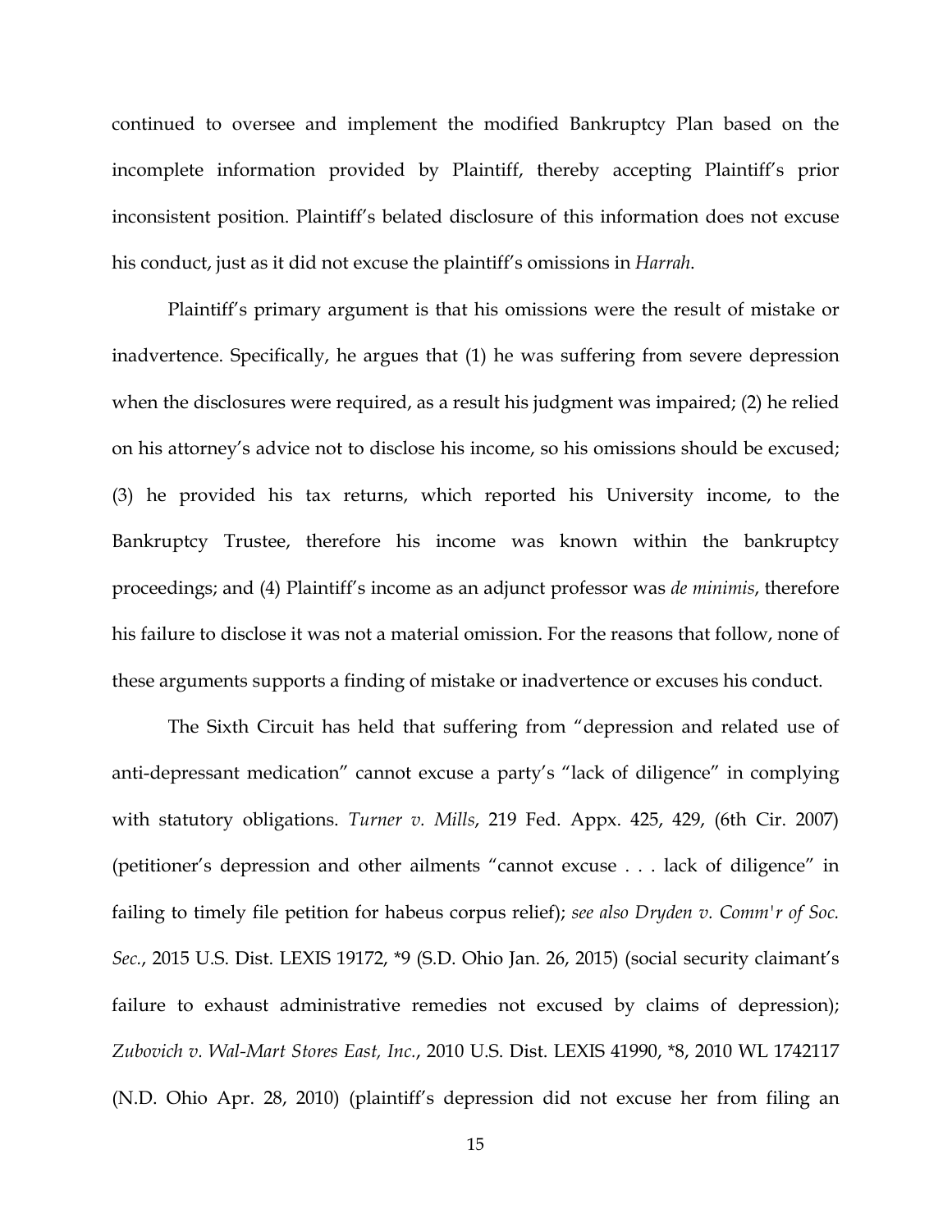continued to oversee and implement the modified Bankruptcy Plan based on the incomplete information provided by Plaintiff, thereby accepting Plaintiff's prior inconsistent position. Plaintiff's belated disclosure of this information does not excuse his conduct, just as it did not excuse the plaintiff's omissions in *Harrah*.

Plaintiff's primary argument is that his omissions were the result of mistake or inadvertence. Specifically, he argues that (1) he was suffering from severe depression when the disclosures were required, as a result his judgment was impaired; (2) he relied on his attorney's advice not to disclose his income, so his omissions should be excused; (3) he provided his tax returns, which reported his University income, to the Bankruptcy Trustee, therefore his income was known within the bankruptcy proceedings; and (4) Plaintiff's income as an adjunct professor was *de minimis*, therefore his failure to disclose it was not a material omission. For the reasons that follow, none of these arguments supports a finding of mistake or inadvertence or excuses his conduct.

The Sixth Circuit has held that suffering from "depression and related use of anti-depressant medication" cannot excuse a party's "lack of diligence" in complying with statutory obligations. *Turner v. Mills*, 219 Fed. Appx. 425, 429, (6th Cir. 2007) (petitioner's depression and other ailments "cannot excuse . . . lack of diligence" in failing to timely file petition for habeus corpus relief); *see also Dryden v. Comm'r of Soc. Sec.*, 2015 U.S. Dist. LEXIS 19172, *9 (S.D. Ohio Jan. 26, 2015) (social security claimant's failure to exhaust administrative remedies not excused by claims of depression); *Zubovich v. Wal-Mart Stores East, Inc.*, 2010 U.S. Dist. LEXIS 41990, *8, 2010 WL 1742117 (N.D. Ohio Apr. 28, 2010) (plaintiff's depression did not excuse her from filing an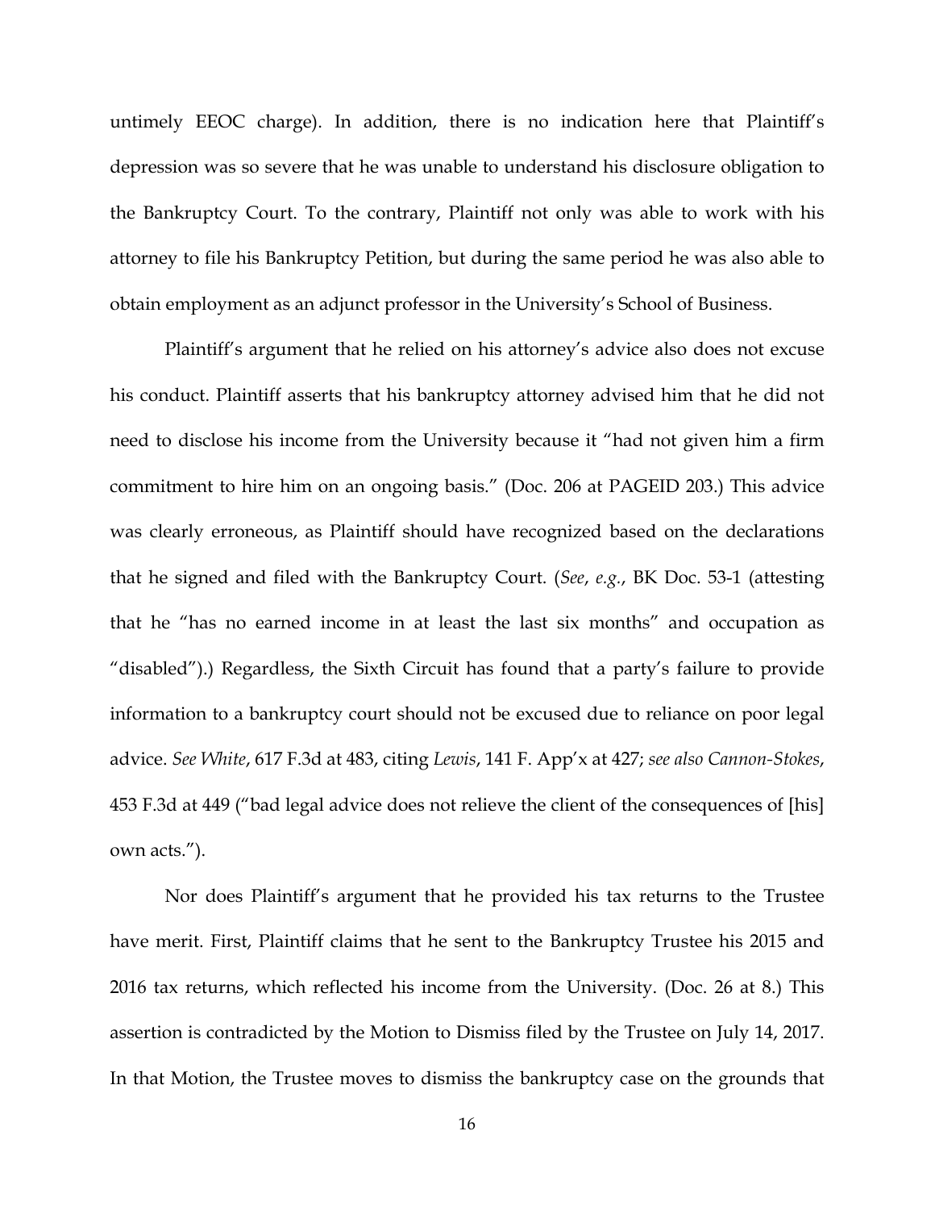untimely EEOC charge). In addition, there is no indication here that Plaintiff's depression was so severe that he was unable to understand his disclosure obligation to the Bankruptcy Court. To the contrary, Plaintiff not only was able to work with his attorney to file his Bankruptcy Petition, but during the same period he was also able to obtain employment as an adjunct professor in the University's School of Business.

Plaintiff's argument that he relied on his attorney's advice also does not excuse his conduct. Plaintiff asserts that his bankruptcy attorney advised him that he did not need to disclose his income from the University because it "had not given him a firm commitment to hire him on an ongoing basis." (Doc. 206 at PAGEID 203.) This advice was clearly erroneous, as Plaintiff should have recognized based on the declarations that he signed and filed with the Bankruptcy Court. (*See*, *e.g.*, BK Doc. 53-1 (attesting that he "has no earned income in at least the last six months" and occupation as "disabled").) Regardless, the Sixth Circuit has found that a party's failure to provide information to a bankruptcy court should not be excused due to reliance on poor legal advice. *See White*, 617 F.3d at 483, citing *Lewis*, 141 F. App'x at 427; *see also Cannon-Stokes*, 453 F.3d at 449 ("bad legal advice does not relieve the client of the consequences of [his] own acts.").

Nor does Plaintiff's argument that he provided his tax returns to the Trustee have merit. First, Plaintiff claims that he sent to the Bankruptcy Trustee his 2015 and 2016 tax returns, which reflected his income from the University. (Doc. 26 at 8.) This assertion is contradicted by the Motion to Dismiss filed by the Trustee on July 14, 2017. In that Motion, the Trustee moves to dismiss the bankruptcy case on the grounds that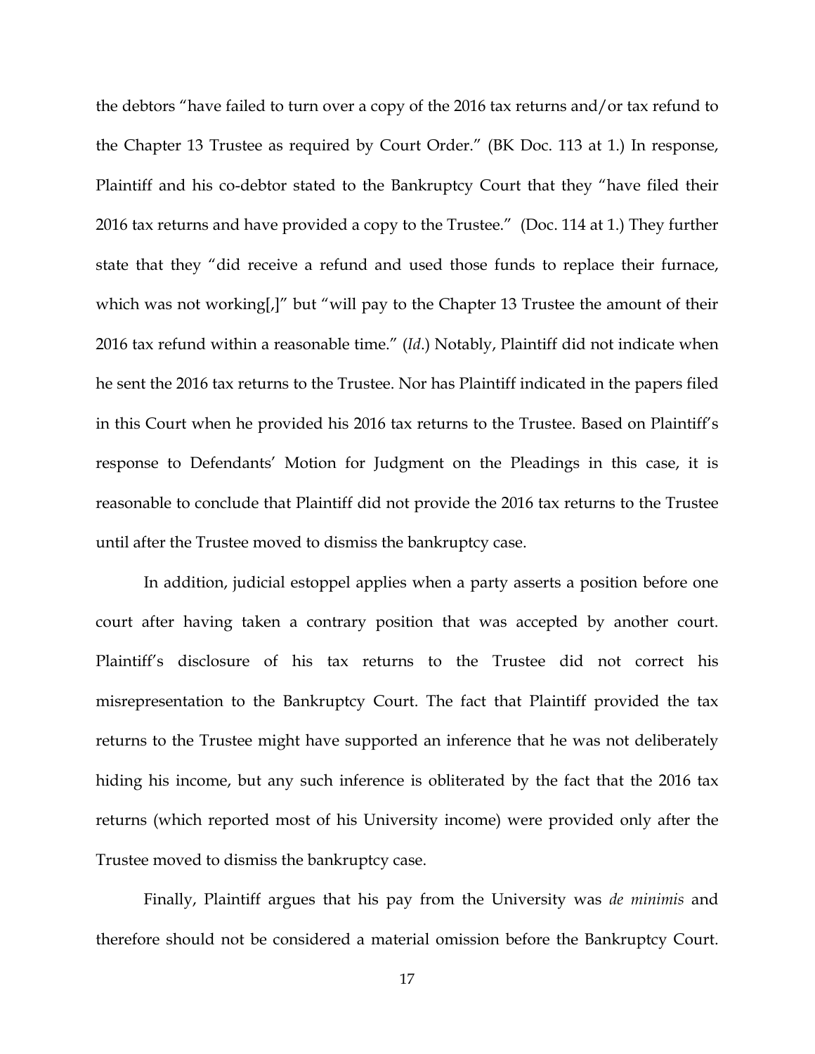the debtors "have failed to turn over a copy of the 2016 tax returns and/or tax refund to the Chapter 13 Trustee as required by Court Order." (BK Doc. 113 at 1.) In response, Plaintiff and his co-debtor stated to the Bankruptcy Court that they "have filed their 2016 tax returns and have provided a copy to the Trustee." (Doc. 114 at 1.) They further state that they "did receive a refund and used those funds to replace their furnace, which was not working[,]" but "will pay to the Chapter 13 Trustee the amount of their 2016 tax refund within a reasonable time." (*Id*.) Notably, Plaintiff did not indicate when he sent the 2016 tax returns to the Trustee. Nor has Plaintiff indicated in the papers filed in this Court when he provided his 2016 tax returns to the Trustee. Based on Plaintiff's response to Defendants' Motion for Judgment on the Pleadings in this case, it is reasonable to conclude that Plaintiff did not provide the 2016 tax returns to the Trustee until after the Trustee moved to dismiss the bankruptcy case.

In addition, judicial estoppel applies when a party asserts a position before one court after having taken a contrary position that was accepted by another court. Plaintiff's disclosure of his tax returns to the Trustee did not correct his misrepresentation to the Bankruptcy Court. The fact that Plaintiff provided the tax returns to the Trustee might have supported an inference that he was not deliberately hiding his income, but any such inference is obliterated by the fact that the 2016 tax returns (which reported most of his University income) were provided only after the Trustee moved to dismiss the bankruptcy case.

Finally, Plaintiff argues that his pay from the University was *de minimis* and therefore should not be considered a material omission before the Bankruptcy Court.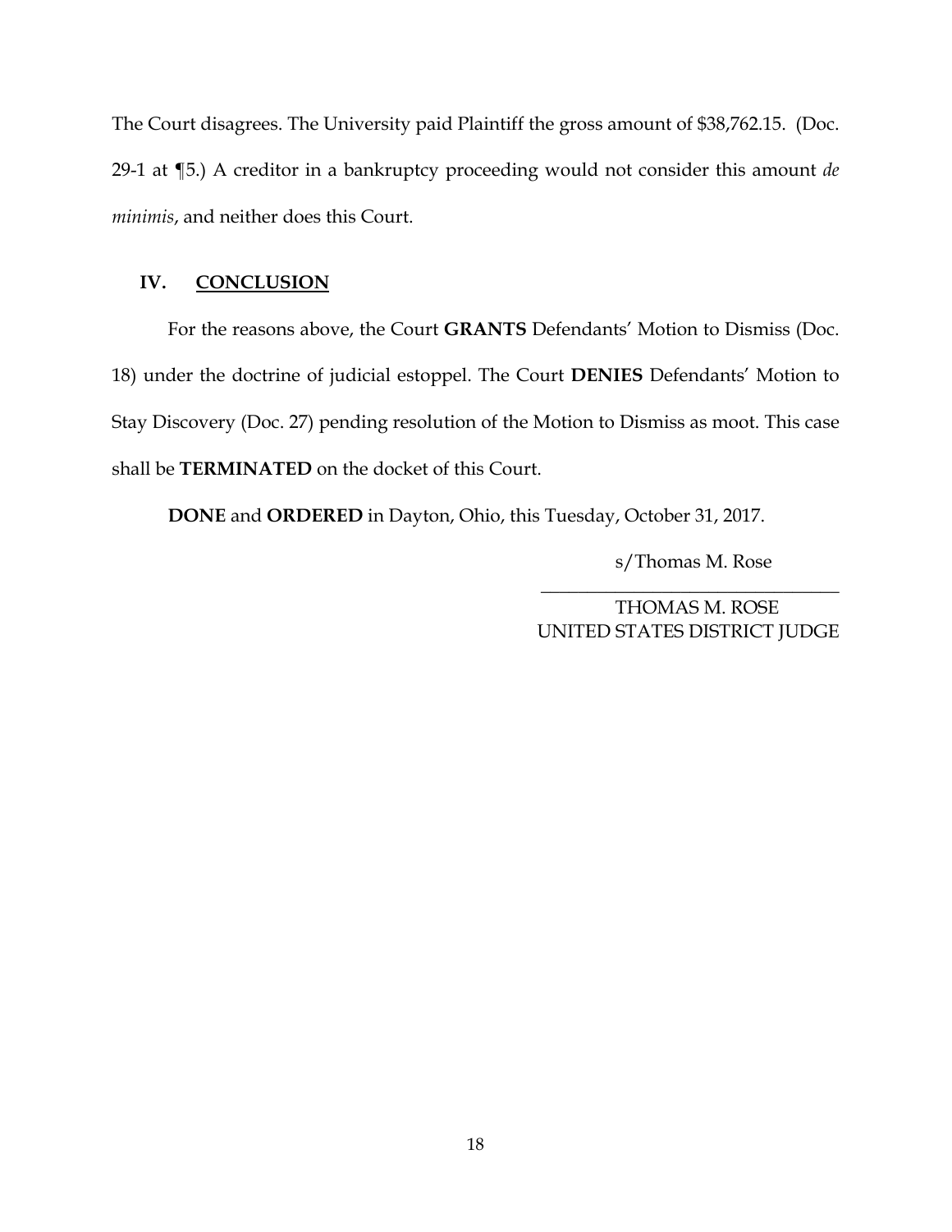The Court disagrees. The University paid Plaintiff the gross amount of $38,762.15. (Doc. 29-1 at ¶5.) A creditor in a bankruptcy proceeding would not consider this amount *de minimis*, and neither does this Court.

## IV. CONCLUSION

For the reasons above, the Court **GRANTS** Defendants' Motion to Dismiss (Doc. 18) under the doctrine of judicial estoppel. The Court **DENIES** Defendants' Motion to Stay Discovery (Doc. 27) pending resolution of the Motion to Dismiss as moot. This case shall be **TERMINATED** on the docket of this Court.

**DONE** and **ORDERED** in Dayton, Ohio, this Tuesday, October 31, 2017.

s/Thomas M. Rose

THOMAS M. ROSE
UNITED STATES DISTRICT JUDGE